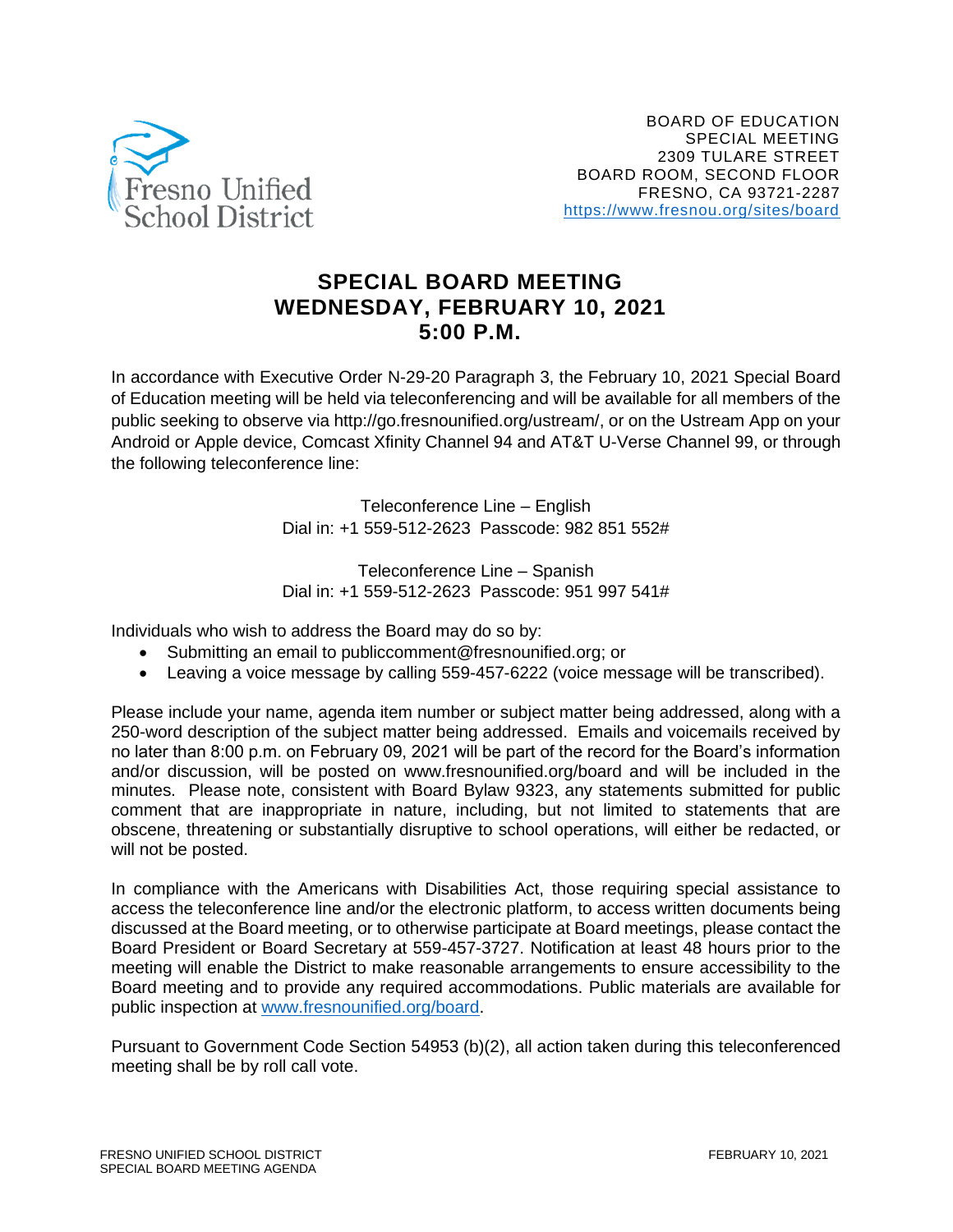Fresno Unified School District

BOARD OF EDUCATION
SPECIAL MEETING
2309 TULARE STREET
BOARD ROOM, SECOND FLOOR
FRESNO, CA 93721-2287
https://www.fresnou.org/sites/board

# SPECIAL BOARD MEETING
# WEDNESDAY, FEBRUARY 10, 2021
# 5:00 P.M.

In accordance with Executive Order N-29-20 Paragraph 3, the February 10, 2021 Special Board of Education meeting will be held via teleconferencing and will be available for all members of the public seeking to observe via http://go.fresnounified.org/ustream/, or on the Ustream App on your Android or Apple device, Comcast Xfinity Channel 94 and AT&T U-Verse Channel 99, or through the following teleconference line:

Teleconference Line – English
Dial in: +1 559-512-2623 Passcode: 982 851 552#

Teleconference Line – Spanish
Dial in: +1 559-512-2623 Passcode: 951 997 541#

Individuals who wish to address the Board may do so by:

- Submitting an email to publiccomment@fresnounified.org; or
- Leaving a voice message by calling 559-457-6222 (voice message will be transcribed).

Please include your name, agenda item number or subject matter being addressed, along with a 250-word description of the subject matter being addressed. Emails and voicemails received by no later than 8:00 p.m. on February 09, 2021 will be part of the record for the Board's information and/or discussion, will be posted on www.fresnounified.org/board and will be included in the minutes. Please note, consistent with Board Bylaw 9323, any statements submitted for public comment that are inappropriate in nature, including, but not limited to statements that are obscene, threatening or substantially disruptive to school operations, will either be redacted, or will not be posted.

In compliance with the Americans with Disabilities Act, those requiring special assistance to access the teleconference line and/or the electronic platform, to access written documents being discussed at the Board meeting, or to otherwise participate at Board meetings, please contact the Board President or Board Secretary at 559-457-3727. Notification at least 48 hours prior to the meeting will enable the District to make reasonable arrangements to ensure accessibility to the Board meeting and to provide any required accommodations. Public materials are available for public inspection at www.fresnounified.org/board.

Pursuant to Government Code Section 54953 (b)(2), all action taken during this teleconferenced meeting shall be by roll call vote.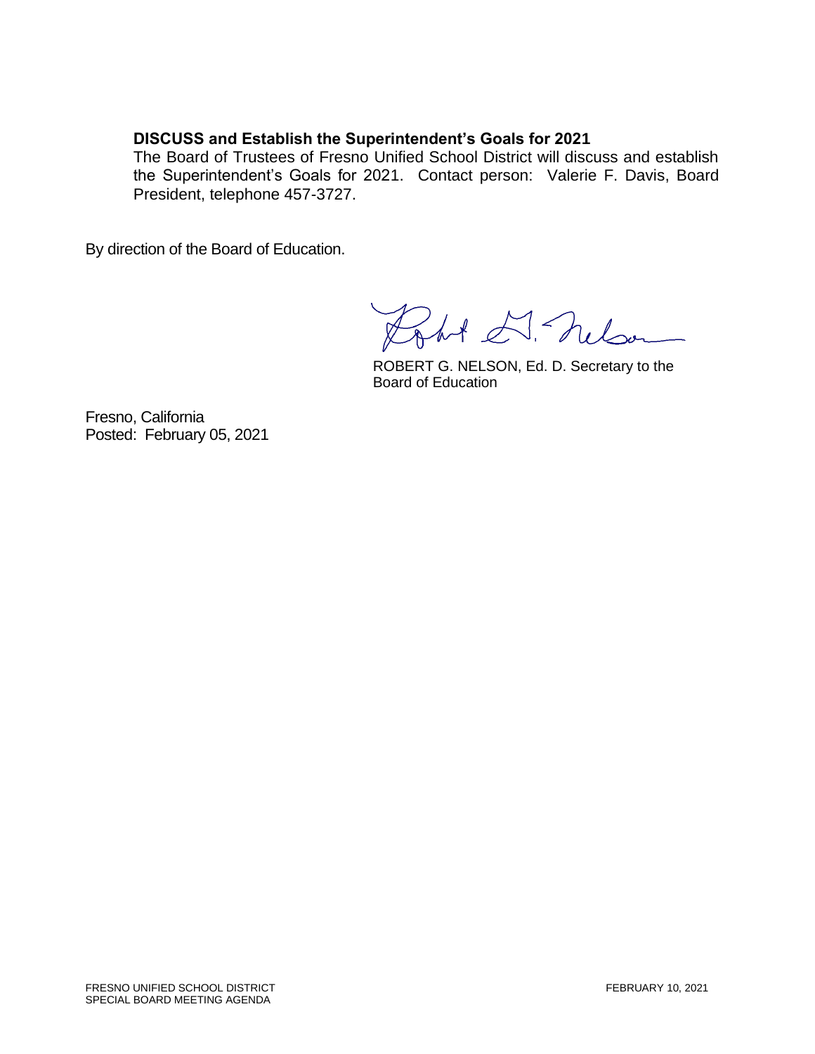**DISCUSS and Establish the Superintendent's Goals for 2021**

The Board of Trustees of Fresno Unified School District will discuss and establish the Superintendent's Goals for 2021. Contact person: Valerie F. Davis, Board President, telephone 457-3727.

By direction of the Board of Education.

ROBERT G. NELSON, Ed. D. Secretary to the Board of Education

Fresno, California
Posted: February 05, 2021